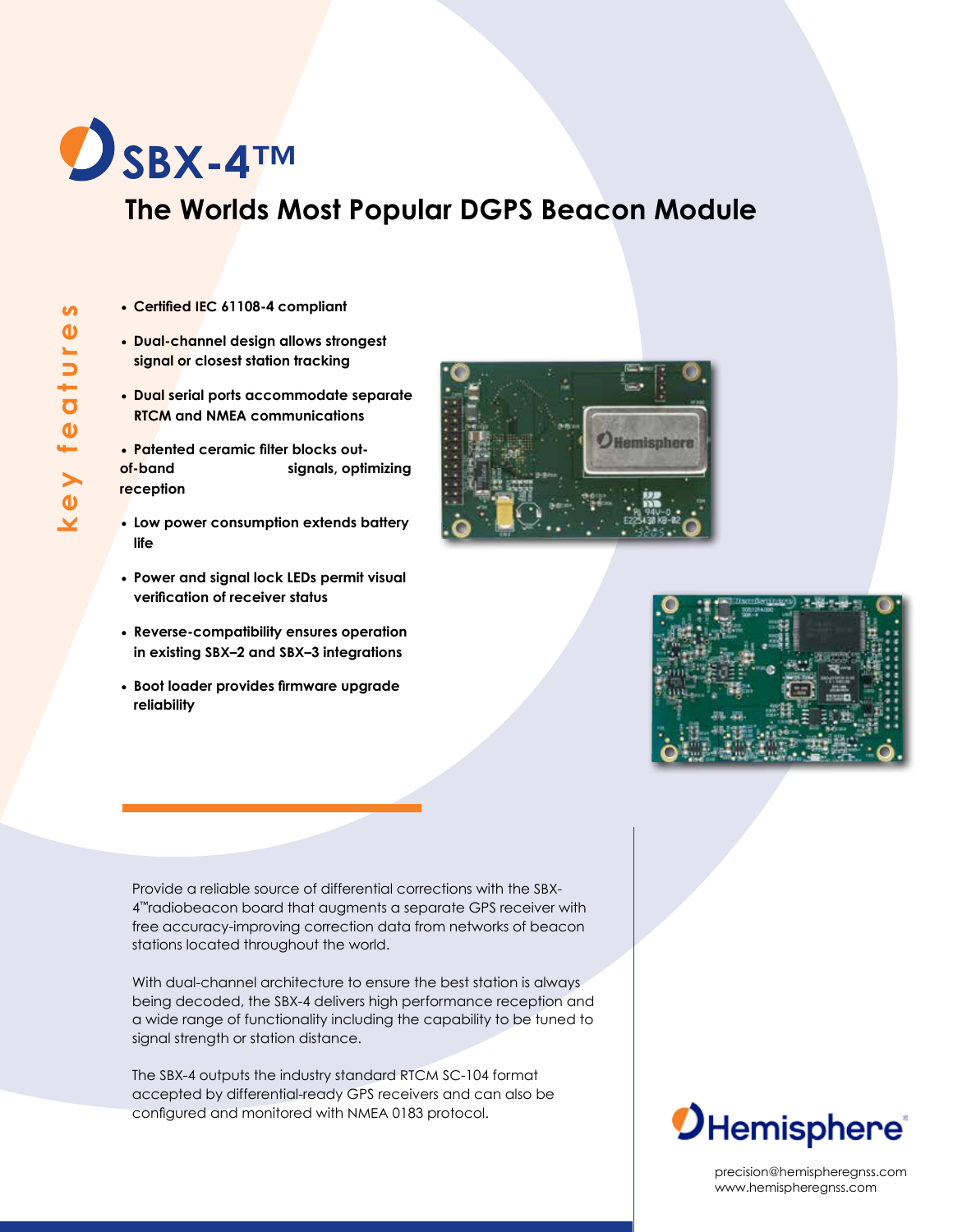# SBX-4™

## The Worlds Most Popular DGPS Beacon Module

**key features**

- **Certified IEC 61108-4 compliant**
- **Dual-channel design allows strongest signal or closest station tracking**
- **Dual serial ports accommodate separate RTCM and NMEA communications**
- **Patented ceramic filter blocks out-of-band signals, optimizing reception**
- **Low power consumption extends battery life**
- **Power and signal lock LEDs permit visual verification of receiver status**
- **Reverse-compatibility ensures operation in existing SBX–2 and SBX–3 integrations**
- **Boot loader provides firmware upgrade reliability**

Provide a reliable source of differential corrections with the SBX-4™radiobeacon board that augments a separate GPS receiver with free accuracy-improving correction data from networks of beacon stations located throughout the world.

With dual-channel architecture to ensure the best station is always being decoded, the SBX-4 delivers high performance reception and a wide range of functionality including the capability to be tuned to signal strength or station distance.

The SBX-4 outputs the industry standard RTCM SC-104 format accepted by differential-ready GPS receivers and can also be configured and monitored with NMEA 0183 protocol.

Hemisphere

precision@hemispheregnss.com
www.hemispheregnss.com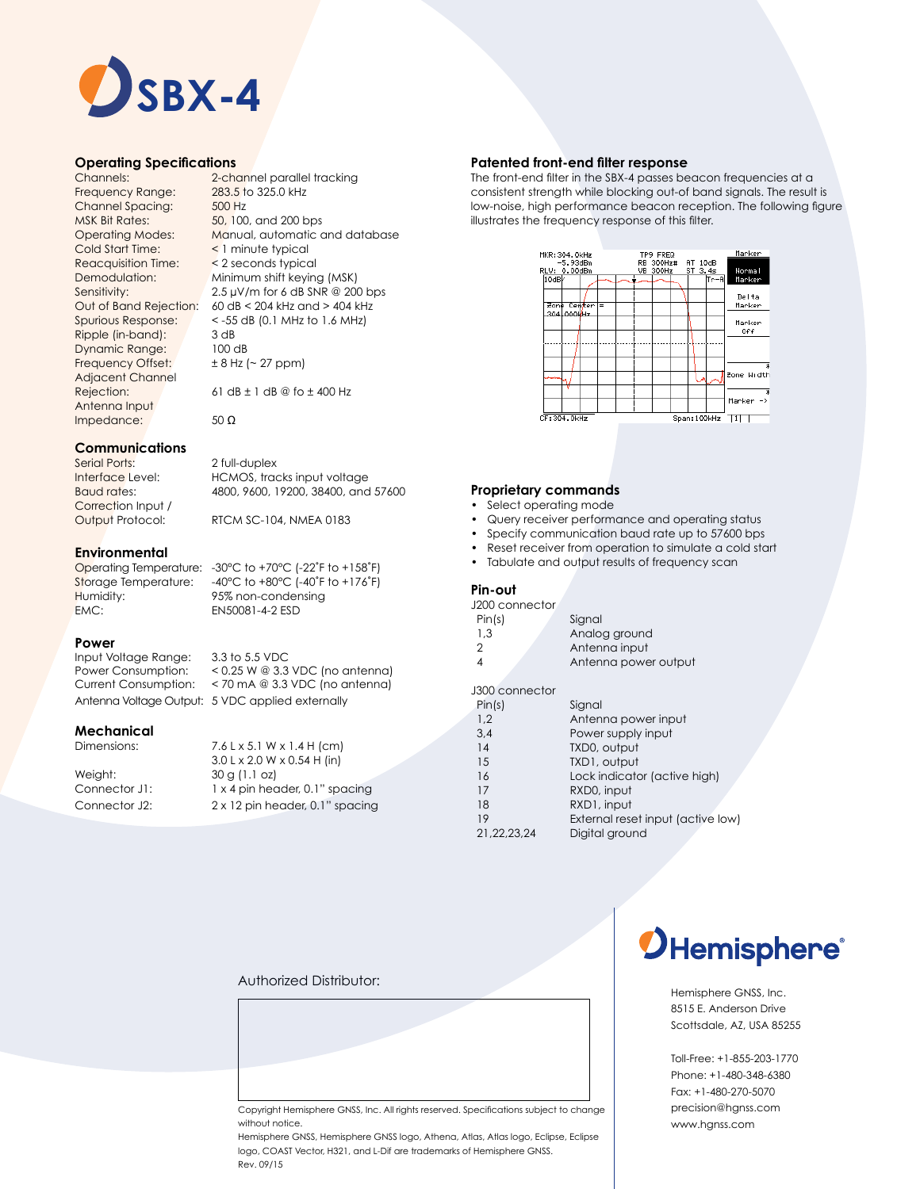# SBX-4

## Operating Specifications

| | |
|---|---|
| Channels: | 2-channel parallel tracking |
| Frequency Range: | 283.5 to 325.0 kHz |
| Channel Spacing: | 500 Hz |
| MSK Bit Rates: | 50, 100, and 200 bps |
| Operating Modes: | Manual, automatic and database |
| Cold Start Time: | < 1 minute typical |
| Reacquisition Time: | < 2 seconds typical |
| Demodulation: | Minimum shift keying (MSK) |
| Sensitivity: | 2.5 μV/m for 6 dB SNR @ 200 bps |
| Out of Band Rejection: | 60 dB < 204 kHz and > 404 kHz |
| Spurious Response: | < -55 dB (0.1 MHz to 1.6 MHz) |
| Ripple (in-band): | 3 dB |
| Dynamic Range: | 100 dB |
| Frequency Offset: | ± 8 Hz (~ 27 ppm) |
| Adjacent Channel Rejection: | 61 dB ± 1 dB @ fo ± 400 Hz |
| Antenna Input Impedance: | 50 Ω |

## Communications

| | |
|---|---|
| Serial Ports: | 2 full-duplex |
| Interface Level: | HCMOS, tracks input voltage |
| Baud rates: | 4800, 9600, 19200, 38400, and 57600 |
| Correction Input / Output Protocol: | RTCM SC-104, NMEA 0183 |

## Environmental

| | |
|---|---|
| Operating Temperature: | -30°C to +70°C (-22˚F to +158˚F) |
| Storage Temperature: | -40°C to +80°C (-40˚F to +176˚F) |
| Humidity: | 95% non-condensing |
| EMC: | EN50081-4-2 ESD |

## Power

| | |
|---|---|
| Input Voltage Range: | 3.3 to 5.5 VDC |
| Power Consumption: | < 0.25 W @ 3.3 VDC (no antenna) |
| Current Consumption: | < 70 mA @ 3.3 VDC (no antenna) |
| Antenna Voltage Output: | 5 VDC applied externally |

## Mechanical

| | |
|---|---|
| Dimensions: | 7.6 L x 5.1 W x 1.4 H (cm)<br>3.0 L x 2.0 W x 0.54 H (in) |
| Weight: | 30 g (1.1 oz) |
| Connector J1: | 1 x 4 pin header, 0.1" spacing |
| Connector J2: | 2 x 12 pin header, 0.1" spacing |

## Patented front-end filter response

The front-end filter in the SBX-4 passes beacon frequencies at a consistent strength while blocking out-of band signals. The result is low-noise, high performance beacon reception. The following figure illustrates the frequency response of this filter.

MKR:304.0kHz
-5.93dBm
RLV: 0.00dBm
10dB/
TPS FREQ
RB 300Hz#
VB 300Hz
AT 10dB
ST 3.4s
Tr-A
Zone Center =
304.000kHz
CF:304.0kHz
Span:100kHz
Marker
Normal Marker
Delta Marker
Marker Off
Zone Width
Marker ->
1|1

## Proprietary commands

- Select operating mode
- Query receiver performance and operating status
- Specify communication baud rate up to 57600 bps
- Reset receiver from operation to simulate a cold start
- Tabulate and output results of frequency scan

## Pin-out

J200 connector

| Pin(s) | Signal |
|---|---|
| 1,3 | Analog ground |
| 2 | Antenna input |
| 4 | Antenna power output |

J300 connector

| Pin(s) | Signal |
|---|---|
| 1,2 | Antenna power input |
| 3,4 | Power supply input |
| 14 | TXD0, output |
| 15 | TXD1, output |
| 16 | Lock indicator (active high) |
| 17 | RXD0, input |
| 18 | RXD1, input |
| 19 | External reset input (active low) |
| 21,22,23,24 | Digital ground |

Authorized Distributor:

Hemisphere®

Hemisphere GNSS, Inc.
8515 E. Anderson Drive
Scottsdale, AZ, USA 85255

Toll-Free: +1-855-203-1770
Phone: +1-480-348-6380
Fax: +1-480-270-5070
precision@hgnss.com
www.hgnss.com

Copyright Hemisphere GNSS, Inc. All rights reserved. Specifications subject to change without notice.
Hemisphere GNSS, Hemisphere GNSS logo, Athena, Atlas, Atlas logo, Eclipse, Eclipse logo, COAST Vector, H321, and L-Dif are trademarks of Hemisphere GNSS.
Rev. 09/15